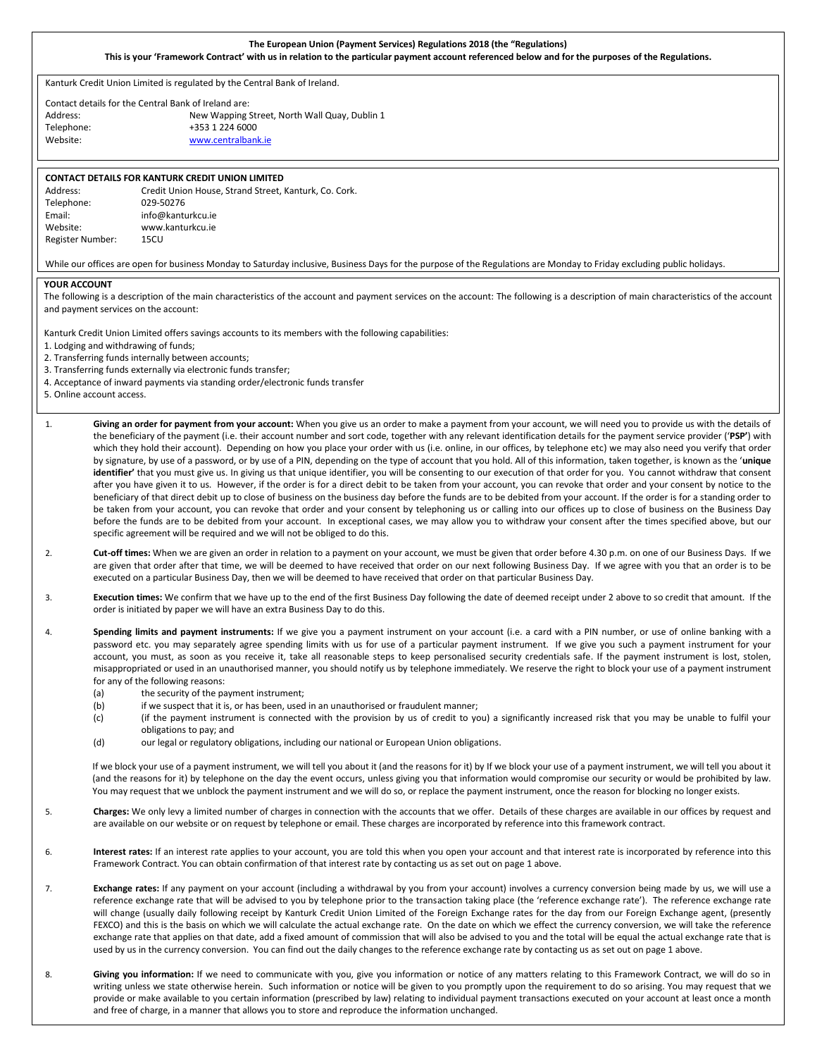**The European Union (Payment Services) Regulations 2018 (the "Regulations)**

**This is your 'Framework Contract' with us in relation to the particular payment account referenced below and for the purposes of the Regulations.**

Kanturk Credit Union Limited is regulated by the Central Bank of Ireland.

Contact details for the Central Bank of Ireland are:

| | |
|---|---|
| Address: | New Wapping Street, North Wall Quay, Dublin 1 |
| Telephone: | +353 1 224 6000 |
| Website: | www.centralbank.ie |

**CONTACT DETAILS FOR KANTURK CREDIT UNION LIMITED**

| | |
|---|---|
| Address: | Credit Union House, Strand Street, Kanturk, Co. Cork. |
| Telephone: | 029-50276 |
| Email: | info@kanturkcu.ie |
| Website: | www.kanturkcu.ie |
| Register Number: | 15CU |

While our offices are open for business Monday to Saturday inclusive, Business Days for the purpose of the Regulations are Monday to Friday excluding public holidays.

**YOUR ACCOUNT**

The following is a description of the main characteristics of the account and payment services on the account: The following is a description of main characteristics of the account and payment services on the account:

Kanturk Credit Union Limited offers savings accounts to its members with the following capabilities:

1. Lodging and withdrawing of funds;
2. Transferring funds internally between accounts;
3. Transferring funds externally via electronic funds transfer;
4. Acceptance of inward payments via standing order/electronic funds transfer
5. Online account access.

1. **Giving an order for payment from your account:** When you give us an order to make a payment from your account, we will need you to provide us with the details of the beneficiary of the payment (i.e. their account number and sort code, together with any relevant identification details for the payment service provider ('**PSP**') with which they hold their account). Depending on how you place your order with us (i.e. online, in our offices, by telephone etc) we may also need you verify that order by signature, by use of a password, or by use of a PIN, depending on the type of account that you hold. All of this information, taken together, is known as the '**unique identifier'** that you must give us. In giving us that unique identifier, you will be consenting to our execution of that order for you. You cannot withdraw that consent after you have given it to us. However, if the order is for a direct debit to be taken from your account, you can revoke that order and your consent by notice to the beneficiary of that direct debit up to close of business on the business day before the funds are to be debited from your account. If the order is for a standing order to be taken from your account, you can revoke that order and your consent by telephoning us or calling into our offices up to close of business on the Business Day before the funds are to be debited from your account. In exceptional cases, we may allow you to withdraw your consent after the times specified above, but our specific agreement will be required and we will not be obliged to do this.

2. **Cut-off times:** When we are given an order in relation to a payment on your account, we must be given that order before 4.30 p.m. on one of our Business Days. If we are given that order after that time, we will be deemed to have received that order on our next following Business Day. If we agree with you that an order is to be executed on a particular Business Day, then we will be deemed to have received that order on that particular Business Day.

3. **Execution times:** We confirm that we have up to the end of the first Business Day following the date of deemed receipt under 2 above to so credit that amount. If the order is initiated by paper we will have an extra Business Day to do this.

4. **Spending limits and payment instruments:** If we give you a payment instrument on your account (i.e. a card with a PIN number, or use of online banking with a password etc. you may separately agree spending limits with us for use of a particular payment instrument. If we give you such a payment instrument for your account, you must, as soon as you receive it, take all reasonable steps to keep personalised security credentials safe. If the payment instrument is lost, stolen, misappropriated or used in an unauthorised manner, you should notify us by telephone immediately. We reserve the right to block your use of a payment instrument for any of the following reasons:
   - (a) the security of the payment instrument;
   - (b) if we suspect that it is, or has been, used in an unauthorised or fraudulent manner;
   - (c) (if the payment instrument is connected with the provision by us of credit to you) a significantly increased risk that you may be unable to fulfil your obligations to pay; and
   - (d) our legal or regulatory obligations, including our national or European Union obligations.

   If we block your use of a payment instrument, we will tell you about it (and the reasons for it) by If we block your use of a payment instrument, we will tell you about it (and the reasons for it) by telephone on the day the event occurs, unless giving you that information would compromise our security or would be prohibited by law. You may request that we unblock the payment instrument and we will do so, or replace the payment instrument, once the reason for blocking no longer exists.

5. **Charges:** We only levy a limited number of charges in connection with the accounts that we offer. Details of these charges are available in our offices by request and are available on our website or on request by telephone or email. These charges are incorporated by reference into this framework contract.

6. **Interest rates:** If an interest rate applies to your account, you are told this when you open your account and that interest rate is incorporated by reference into this Framework Contract. You can obtain confirmation of that interest rate by contacting us as set out on page 1 above.

7. **Exchange rates:** If any payment on your account (including a withdrawal by you from your account) involves a currency conversion being made by us, we will use a reference exchange rate that will be advised to you by telephone prior to the transaction taking place (the 'reference exchange rate'). The reference exchange rate will change (usually daily following receipt by Kanturk Credit Union Limited of the Foreign Exchange rates for the day from our Foreign Exchange agent, (presently FEXCO) and this is the basis on which we will calculate the actual exchange rate. On the date on which we effect the currency conversion, we will take the reference exchange rate that applies on that date, add a fixed amount of commission that will also be advised to you and the total will be equal the actual exchange rate that is used by us in the currency conversion. You can find out the daily changes to the reference exchange rate by contacting us as set out on page 1 above.

8. **Giving you information:** If we need to communicate with you, give you information or notice of any matters relating to this Framework Contract, we will do so in writing unless we state otherwise herein. Such information or notice will be given to you promptly upon the requirement to do so arising. You may request that we provide or make available to you certain information (prescribed by law) relating to individual payment transactions executed on your account at least once a month and free of charge, in a manner that allows you to store and reproduce the information unchanged.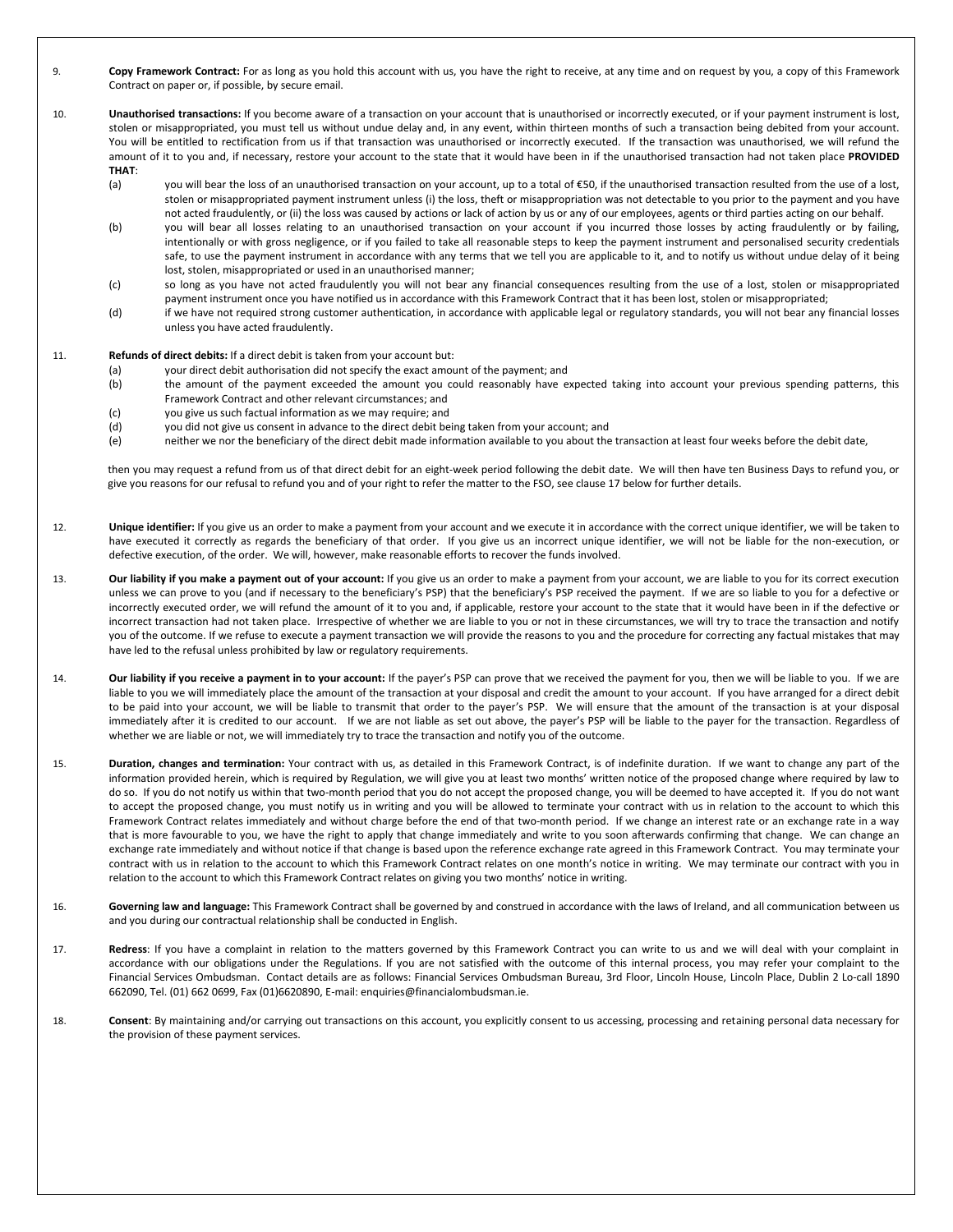9. **Copy Framework Contract:** For as long as you hold this account with us, you have the right to receive, at any time and on request by you, a copy of this Framework Contract on paper or, if possible, by secure email.

10. **Unauthorised transactions:** If you become aware of a transaction on your account that is unauthorised or incorrectly executed, or if your payment instrument is lost, stolen or misappropriated, you must tell us without undue delay and, in any event, within thirteen months of such a transaction being debited from your account. You will be entitled to rectification from us if that transaction was unauthorised or incorrectly executed. If the transaction was unauthorised, we will refund the amount of it to you and, if necessary, restore your account to the state that it would have been in if the unauthorised transaction had not taken place **PROVIDED THAT**:
    - (a) you will bear the loss of an unauthorised transaction on your account, up to a total of €50, if the unauthorised transaction resulted from the use of a lost, stolen or misappropriated payment instrument unless (i) the loss, theft or misappropriation was not detectable to you prior to the payment and you have not acted fraudulently, or (ii) the loss was caused by actions or lack of action by us or any of our employees, agents or third parties acting on our behalf.
    - (b) you will bear all losses relating to an unauthorised transaction on your account if you incurred those losses by acting fraudulently or by failing, intentionally or with gross negligence, or if you failed to take all reasonable steps to keep the payment instrument and personalised security credentials safe, to use the payment instrument in accordance with any terms that we tell you are applicable to it, and to notify us without undue delay of it being lost, stolen, misappropriated or used in an unauthorised manner;
    - (c) so long as you have not acted fraudulently you will not bear any financial consequences resulting from the use of a lost, stolen or misappropriated payment instrument once you have notified us in accordance with this Framework Contract that it has been lost, stolen or misappropriated;
    - (d) if we have not required strong customer authentication, in accordance with applicable legal or regulatory standards, you will not bear any financial losses unless you have acted fraudulently.

11. **Refunds of direct debits:** If a direct debit is taken from your account but:
    - (a) your direct debit authorisation did not specify the exact amount of the payment; and
    - (b) the amount of the payment exceeded the amount you could reasonably have expected taking into account your previous spending patterns, this Framework Contract and other relevant circumstances; and
    - (c) you give us such factual information as we may require; and
    - (d) you did not give us consent in advance to the direct debit being taken from your account; and
    - (e) neither we nor the beneficiary of the direct debit made information available to you about the transaction at least four weeks before the debit date,

    then you may request a refund from us of that direct debit for an eight-week period following the debit date. We will then have ten Business Days to refund you, or give you reasons for our refusal to refund you and of your right to refer the matter to the FSO, see clause 17 below for further details.

12. **Unique identifier:** If you give us an order to make a payment from your account and we execute it in accordance with the correct unique identifier, we will be taken to have executed it correctly as regards the beneficiary of that order. If you give us an incorrect unique identifier, we will not be liable for the non-execution, or defective execution, of the order. We will, however, make reasonable efforts to recover the funds involved.

13. **Our liability if you make a payment out of your account:** If you give us an order to make a payment from your account, we are liable to you for its correct execution unless we can prove to you (and if necessary to the beneficiary's PSP) that the beneficiary's PSP received the payment. If we are so liable to you for a defective or incorrectly executed order, we will refund the amount of it to you and, if applicable, restore your account to the state that it would have been in if the defective or incorrect transaction had not taken place. Irrespective of whether we are liable to you or not in these circumstances, we will try to trace the transaction and notify you of the outcome. If we refuse to execute a payment transaction we will provide the reasons to you and the procedure for correcting any factual mistakes that may have led to the refusal unless prohibited by law or regulatory requirements.

14. **Our liability if you receive a payment in to your account:** If the payer's PSP can prove that we received the payment for you, then we will be liable to you. If we are liable to you we will immediately place the amount of the transaction at your disposal and credit the amount to your account. If you have arranged for a direct debit to be paid into your account, we will be liable to transmit that order to the payer's PSP. We will ensure that the amount of the transaction is at your disposal immediately after it is credited to our account. If we are not liable as set out above, the payer's PSP will be liable to the payer for the transaction. Regardless of whether we are liable or not, we will immediately try to trace the transaction and notify you of the outcome.

15. **Duration, changes and termination:** Your contract with us, as detailed in this Framework Contract, is of indefinite duration. If we want to change any part of the information provided herein, which is required by Regulation, we will give you at least two months' written notice of the proposed change where required by law to do so. If you do not notify us within that two-month period that you do not accept the proposed change, you will be deemed to have accepted it. If you do not want to accept the proposed change, you must notify us in writing and you will be allowed to terminate your contract with us in relation to the account to which this Framework Contract relates immediately and without charge before the end of that two-month period. If we change an interest rate or an exchange rate in a way that is more favourable to you, we have the right to apply that change immediately and write to you soon afterwards confirming that change. We can change an exchange rate immediately and without notice if that change is based upon the reference exchange rate agreed in this Framework Contract. You may terminate your contract with us in relation to the account to which this Framework Contract relates on one month's notice in writing. We may terminate our contract with you in relation to the account to which this Framework Contract relates on giving you two months' notice in writing.

16. **Governing law and language:** This Framework Contract shall be governed by and construed in accordance with the laws of Ireland, and all communication between us and you during our contractual relationship shall be conducted in English.

17. **Redress**: If you have a complaint in relation to the matters governed by this Framework Contract you can write to us and we will deal with your complaint in accordance with our obligations under the Regulations. If you are not satisfied with the outcome of this internal process, you may refer your complaint to the Financial Services Ombudsman. Contact details are as follows: Financial Services Ombudsman Bureau, 3rd Floor, Lincoln House, Lincoln Place, Dublin 2 Lo-call 1890 662090, Tel. (01) 662 0699, Fax (01)6620890, E-mail: enquiries@financialombudsman.ie.

18. **Consent**: By maintaining and/or carrying out transactions on this account, you explicitly consent to us accessing, processing and retaining personal data necessary for the provision of these payment services.